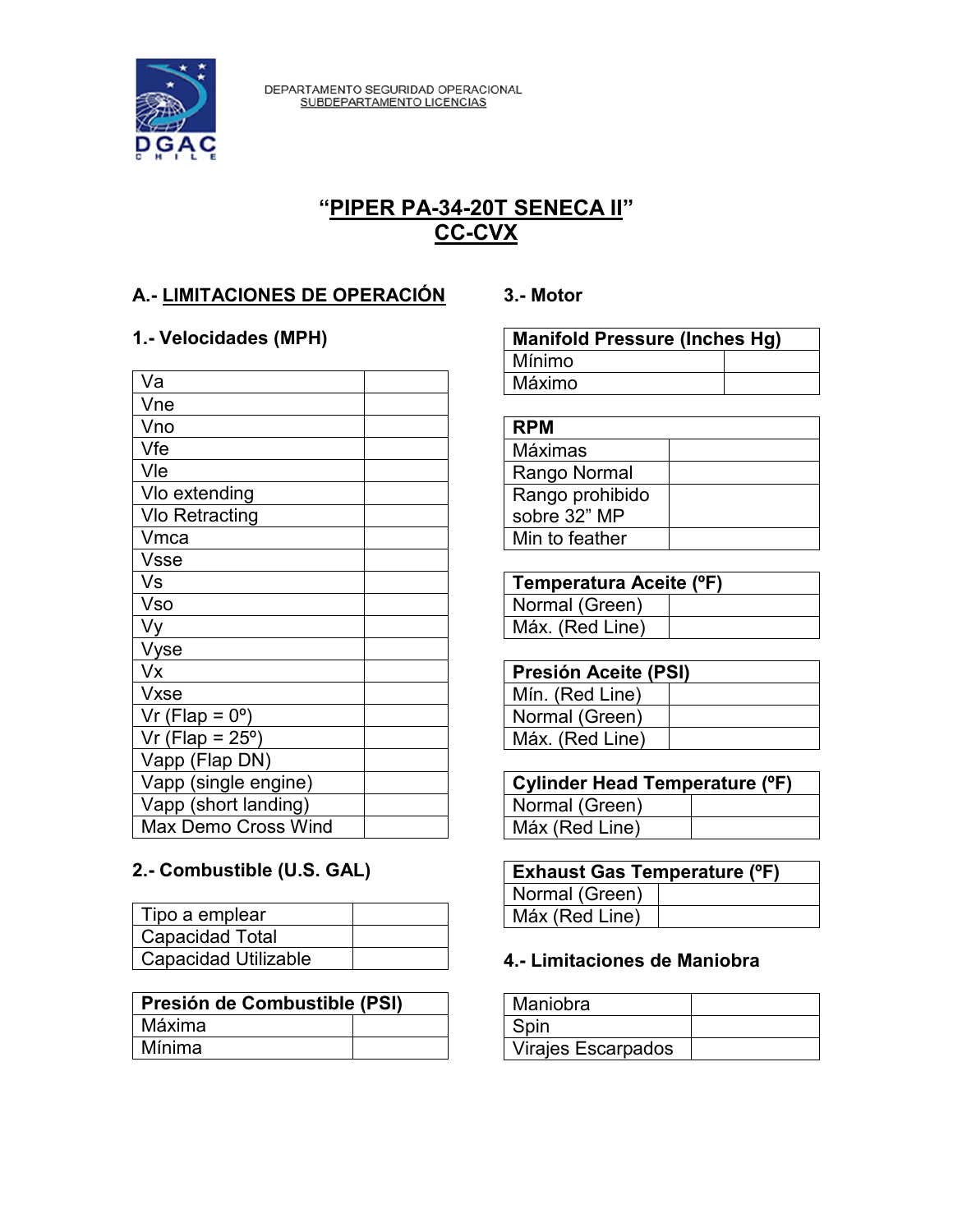DEPARTAMENTO SEGURIDAD OPERACIONAL
SUBDEPARTAMENTO LICENCIAS

# "PIPER PA-34-20T SENECA II"
# CC-CVX

## A.- LIMITACIONES DE OPERACIÓN

### 1.- Velocidades (MPH)

| | |
|---|---|
| Va | |
| Vne | |
| Vno | |
| Vfe | |
| Vle | |
| Vlo extending | |
| Vlo Retracting | |
| Vmca | |
| Vsse | |
| Vs | |
| Vso | |
| Vy | |
| Vyse | |
| Vx | |
| Vxse | |
| Vr (Flap = 0º) | |
| Vr (Flap = 25º) | |
| Vapp (Flap DN) | |
| Vapp (single engine) | |
| Vapp (short landing) | |
| Max Demo Cross Wind | |

### 2.- Combustible (U.S. GAL)

| | |
|---|---|
| Tipo a emplear | |
| Capacidad Total | |
| Capacidad Utilizable | |

| Presión de Combustible (PSI) | |
|---|---|
| Máxima | |
| Mínima | |

### 3.- Motor

| Manifold Pressure (Inches Hg) | |
|---|---|
| Mínimo | |
| Máximo | |

| RPM | |
|---|---|
| Máximas | |
| Rango Normal | |
| Rango prohibido sobre 32" MP | |
| Min to feather | |

| Temperatura Aceite (ºF) | |
|---|---|
| Normal (Green) | |
| Máx. (Red Line) | |

| Presión Aceite (PSI) | |
|---|---|
| Mín. (Red Line) | |
| Normal (Green) | |
| Máx. (Red Line) | |

| Cylinder Head Temperature (ºF) | |
|---|---|
| Normal (Green) | |
| Máx (Red Line) | |

| Exhaust Gas Temperature (ºF) | |
|---|---|
| Normal (Green) | |
| Máx (Red Line) | |

### 4.- Limitaciones de Maniobra

| | |
|---|---|
| Maniobra | |
| Spin | |
| Virajes Escarpados | |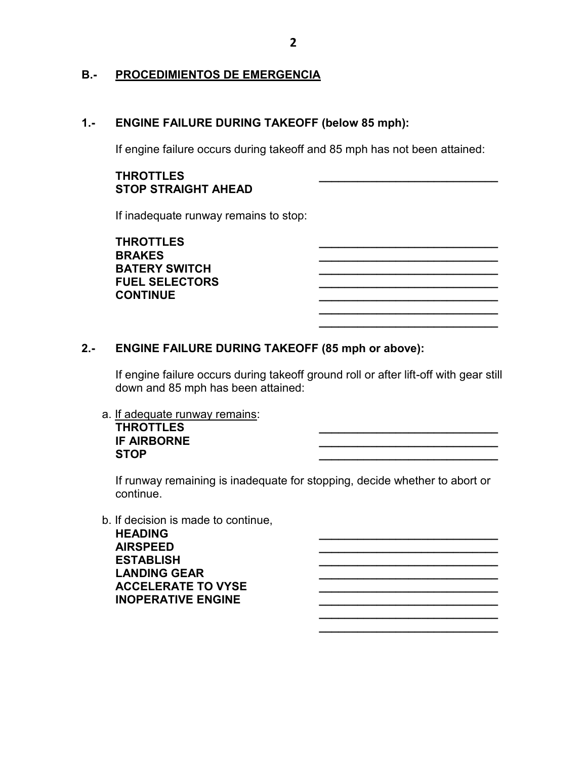## B.- PROCEDIMIENTOS DE EMERGENCIA

### 1.- ENGINE FAILURE DURING TAKEOFF (below 85 mph):

If engine failure occurs during takeoff and 85 mph has not been attained:

**THROTTLES** ____________________________
**STOP STRAIGHT AHEAD**

If inadequate runway remains to stop:

**THROTTLES** ____________________________
**BRAKES** ____________________________
**BATERY SWITCH** ____________________________
**FUEL SELECTORS** ____________________________
**CONTINUE** ____________________________
____________________________
____________________________

### 2.- ENGINE FAILURE DURING TAKEOFF (85 mph or above):

If engine failure occurs during takeoff ground roll or after lift-off with gear still down and 85 mph has been attained:

a. If adequate runway remains:
**THROTTLES** ____________________________
**IF AIRBORNE** ____________________________
**STOP** ____________________________

If runway remaining is inadequate for stopping, decide whether to abort or continue.

b. If decision is made to continue,
**HEADING** ____________________________
**AIRSPEED** ____________________________
**ESTABLISH** ____________________________
**LANDING GEAR** ____________________________
**ACCELERATE TO VYSE** ____________________________
**INOPERATIVE ENGINE** ____________________________
____________________________
____________________________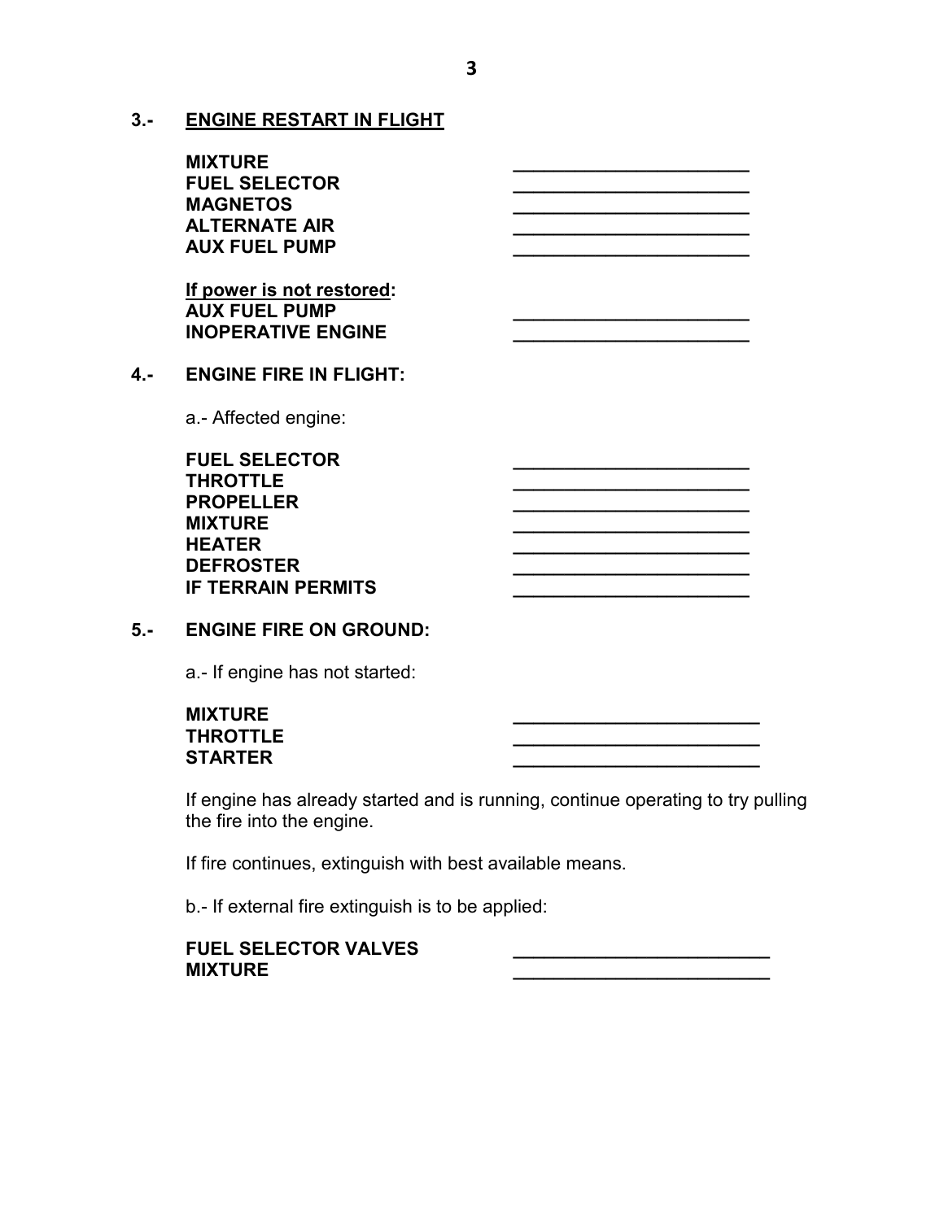## 3.- ENGINE RESTART IN FLIGHT

| | |
|---|---|
| **MIXTURE** | ______________________ |
| **FUEL SELECTOR** | ______________________ |
| **MAGNETOS** | ______________________ |
| **ALTERNATE AIR** | ______________________ |
| **AUX FUEL PUMP** | ______________________ |

**If power is not restored:**

| | |
|---|---|
| **AUX FUEL PUMP** | ______________________ |
| **INOPERATIVE ENGINE** | ______________________ |

## 4.- ENGINE FIRE IN FLIGHT:

a.- Affected engine:

| | |
|---|---|
| **FUEL SELECTOR** | ______________________ |
| **THROTTLE** | ______________________ |
| **PROPELLER** | ______________________ |
| **MIXTURE** | ______________________ |
| **HEATER** | ______________________ |
| **DEFROSTER** | ______________________ |
| **IF TERRAIN PERMITS** | ______________________ |

## 5.- ENGINE FIRE ON GROUND:

a.- If engine has not started:

| | |
|---|---|
| **MIXTURE** | ______________________ |
| **THROTTLE** | ______________________ |
| **STARTER** | ______________________ |

If engine has already started and is running, continue operating to try pulling the fire into the engine.

If fire continues, extinguish with best available means.

b.- If external fire extinguish is to be applied:

| | |
|---|---|
| **FUEL SELECTOR VALVES** | ______________________ |
| **MIXTURE** | ______________________ |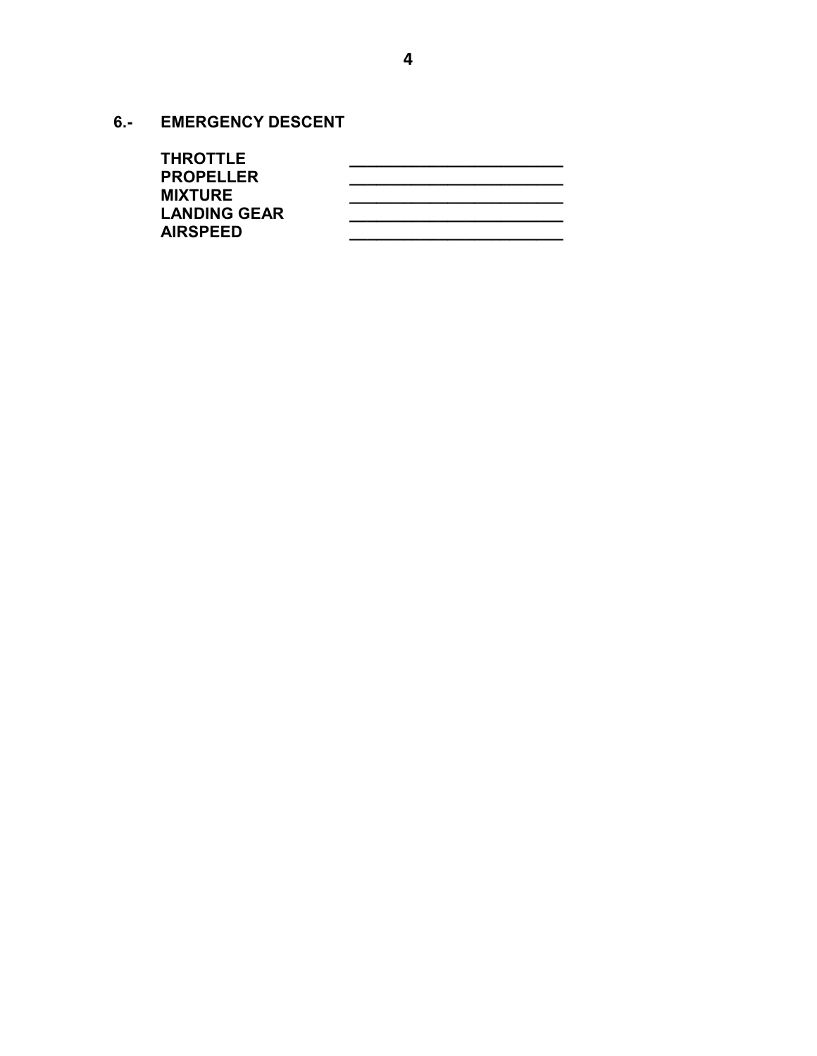## 6.- EMERGENCY DESCENT

| | |
|---|---|
| **THROTTLE** | ________________________ |
| **PROPELLER** | ________________________ |
| **MIXTURE** | ________________________ |
| **LANDING GEAR** | ________________________ |
| **AIRSPEED** | ________________________ |